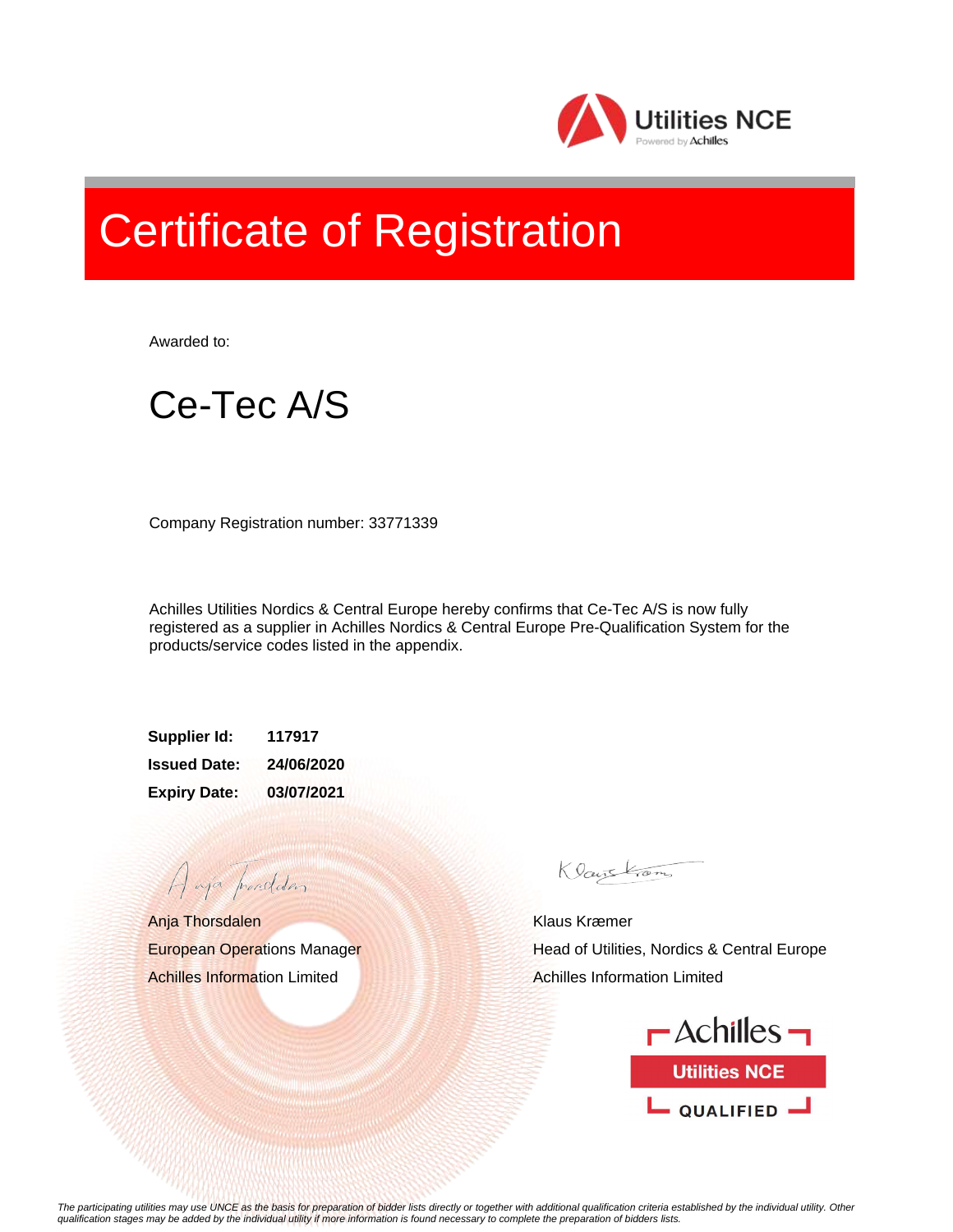Utilities NCE
Powered by Achilles

# Certificate of Registration

Awarded to:

## Ce-Tec A/S

Company Registration number: 33771339

Achilles Utilities Nordics & Central Europe hereby confirms that Ce-Tec A/S is now fully registered as a supplier in Achilles Nordics & Central Europe Pre-Qualification System for the products/service codes listed in the appendix.

**Supplier Id:** **117917**
**Issued Date:** **24/06/2020**
**Expiry Date:** **03/07/2021**

Anja Thorsdalen
European Operations Manager
Achilles Information Limited

Klaus Kræmer
Head of Utilities, Nordics & Central Europe
Achilles Information Limited

Achilles
Utilities NCE
QUALIFIED

*The participating utilities may use UNCE as the basis for preparation of bidder lists directly or together with additional qualification criteria established by the individual utility. Other qualification stages may be added by the individual utility if more information is found necessary to complete the preparation of bidders lists.*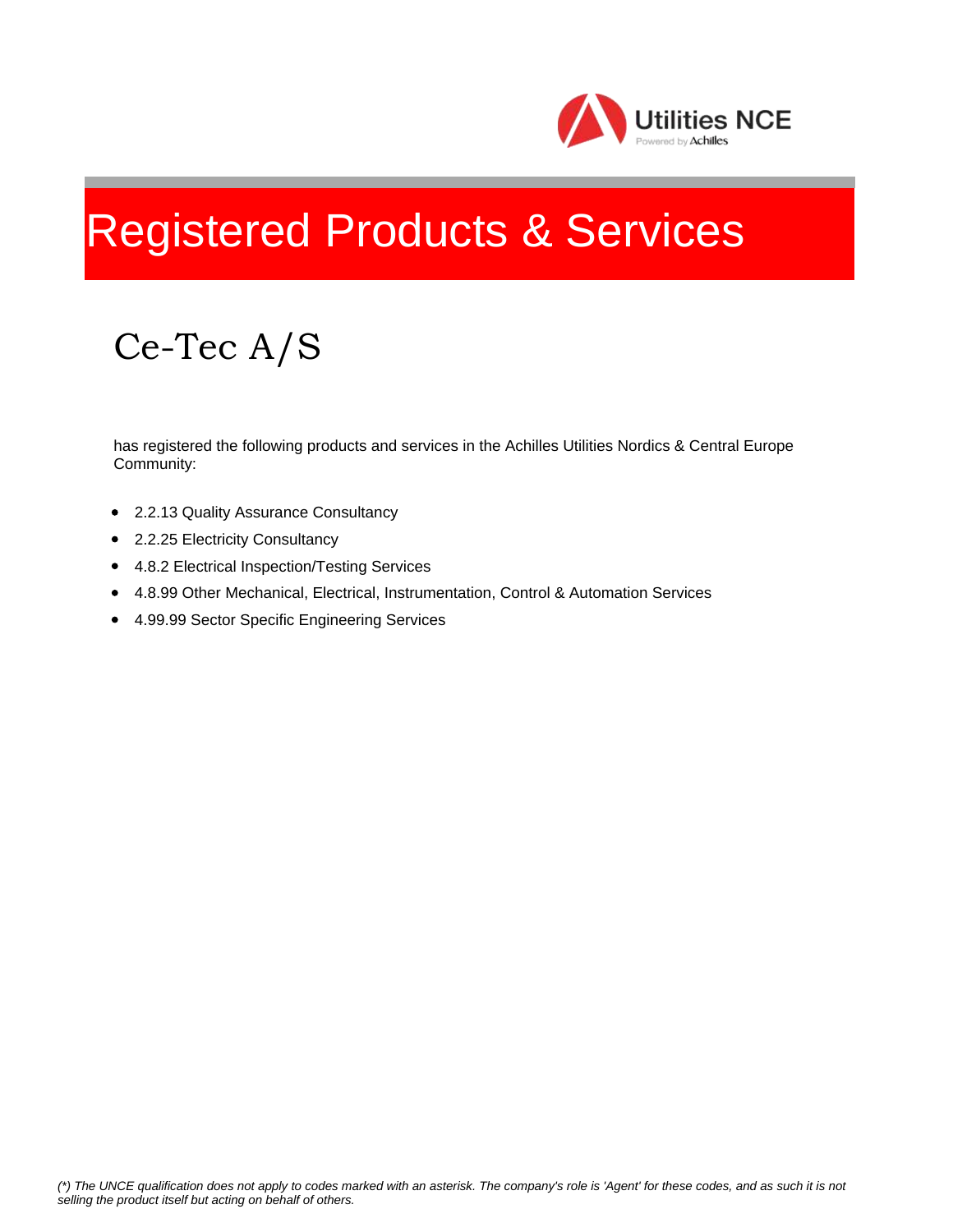Utilities NCE
Powered by Achilles

# Registered Products & Services

## Ce-Tec A/S

has registered the following products and services in the Achilles Utilities Nordics & Central Europe Community:

- 2.2.13 Quality Assurance Consultancy
- 2.2.25 Electricity Consultancy
- 4.8.2 Electrical Inspection/Testing Services
- 4.8.99 Other Mechanical, Electrical, Instrumentation, Control & Automation Services
- 4.99.99 Sector Specific Engineering Services

*(*) The UNCE qualification does not apply to codes marked with an asterisk. The company's role is 'Agent' for these codes, and as such it is not selling the product itself but acting on behalf of others.*